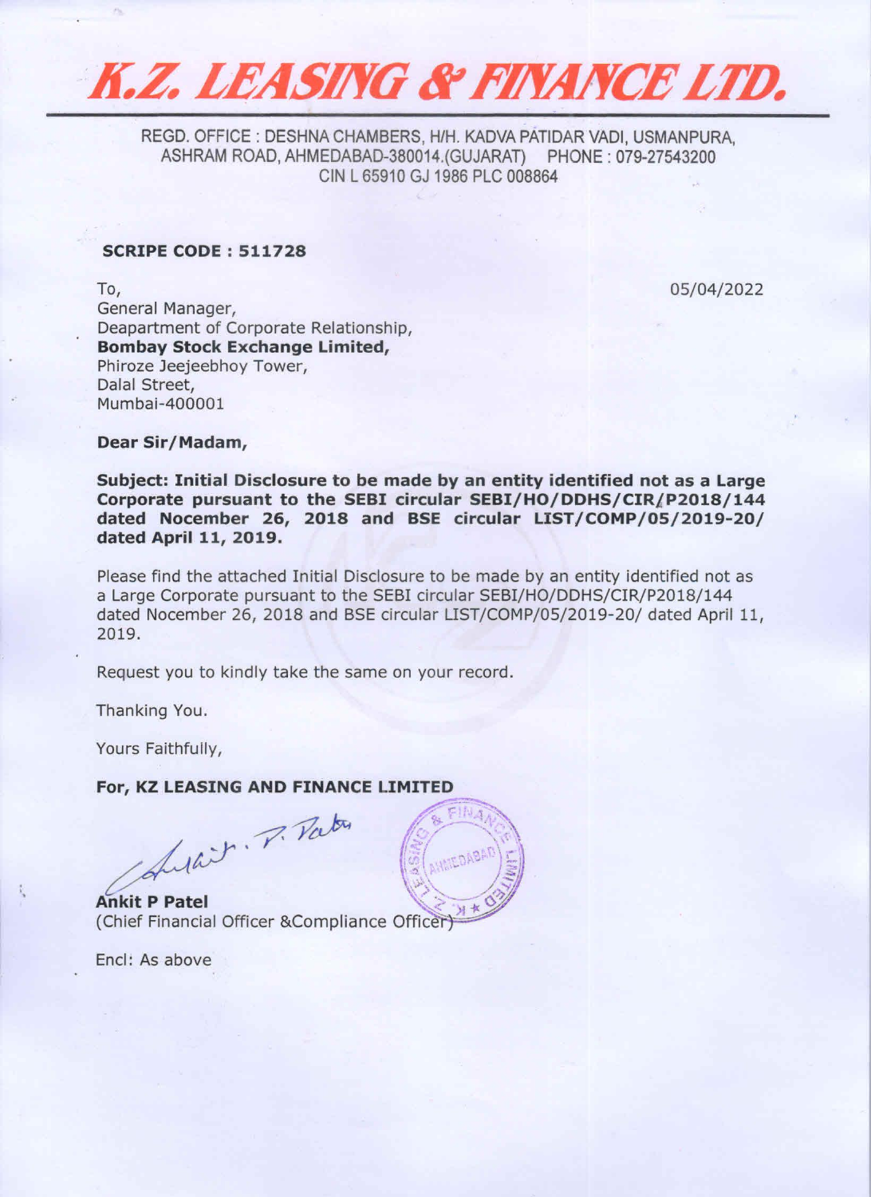# K.Z. LEASING & FINANCE LTD.

REGD. OFFICE : DESHNA CHAMBERS, H/H. KADVA PATIDAR VADI, USMANPURA, ASHRAM ROAD, AHMEDABAD-380014.(GUJARAT) PHONE : 079-27543200
CIN L 65910 GJ 1986 PLC 008864

**SCRIPE CODE : 511728**

05/04/2022

To,
General Manager,
Deapartment of Corporate Relationship,
**Bombay Stock Exchange Limited,**
Phiroze Jeejeebhoy Tower,
Dalal Street,
Mumbai-400001

**Dear Sir/Madam,**

**Subject: Initial Disclosure to be made by an entity identified not as a Large Corporate pursuant to the SEBI circular SEBI/HO/DDHS/CIR/P2018/144 dated Nocember 26, 2018 and BSE circular LIST/COMP/05/2019-20/ dated April 11, 2019.**

Please find the attached Initial Disclosure to be made by an entity identified not as a Large Corporate pursuant to the SEBI circular SEBI/HO/DDHS/CIR/P2018/144 dated Nocember 26, 2018 and BSE circular LIST/COMP/05/2019-20/ dated April 11, 2019.

Request you to kindly take the same on your record.

Thanking You.

Yours Faithfully,

**For, KZ LEASING AND FINANCE LIMITED**

**Ankit P Patel**
(Chief Financial Officer &Compliance Officer)

Encl: As above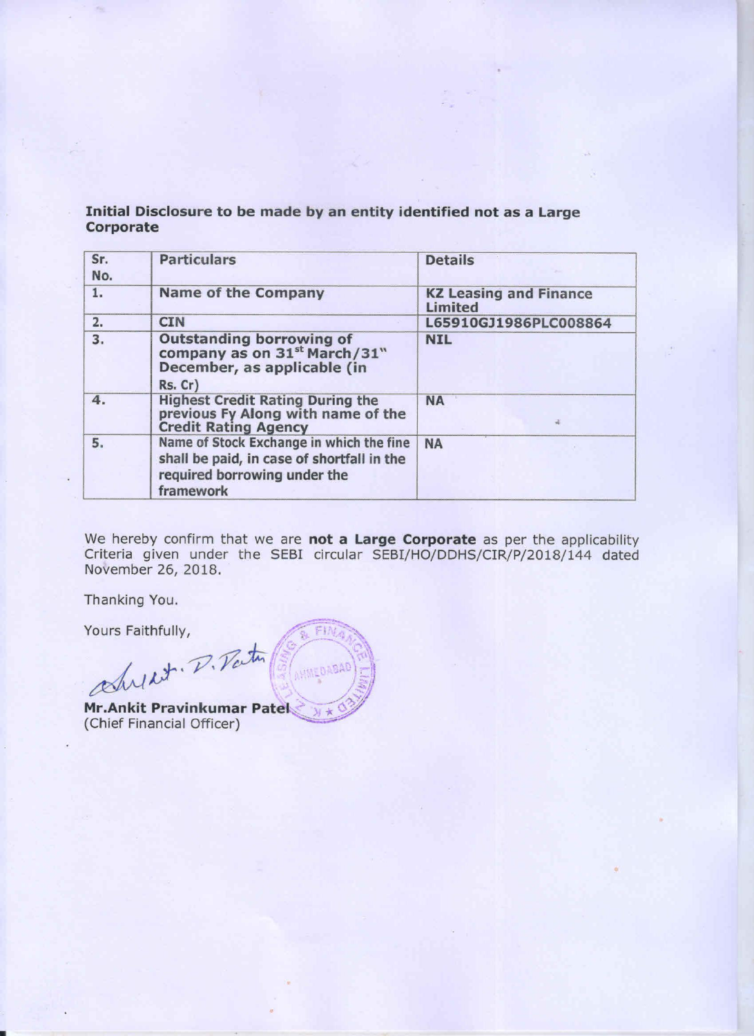**Initial Disclosure to be made by an entity identified not as a Large Corporate**

| Sr. No. | Particulars | Details |
|---|---|---|
| 1. | **Name of the Company** | **KZ Leasing and Finance Limited** |
| 2. | **CIN** | **L65910GJ1986PLC008864** |
| 3. | **Outstanding borrowing of company as on 31st March/31st December, as applicable (in Rs. Cr)** | **NIL** |
| 4. | **Highest Credit Rating During the previous Fy Along with name of the Credit Rating Agency** | **NA** |
| 5. | **Name of Stock Exchange in which the fine shall be paid, in case of shortfall in the required borrowing under the framework** | **NA** |

We hereby confirm that we are **not a Large Corporate** as per the applicability Criteria given under the SEBI circular SEBI/HO/DDHS/CIR/P/2018/144 dated November 26, 2018.

Thanking You.

Yours Faithfully,

**Mr.Ankit Pravinkumar Patel**
(Chief Financial Officer)